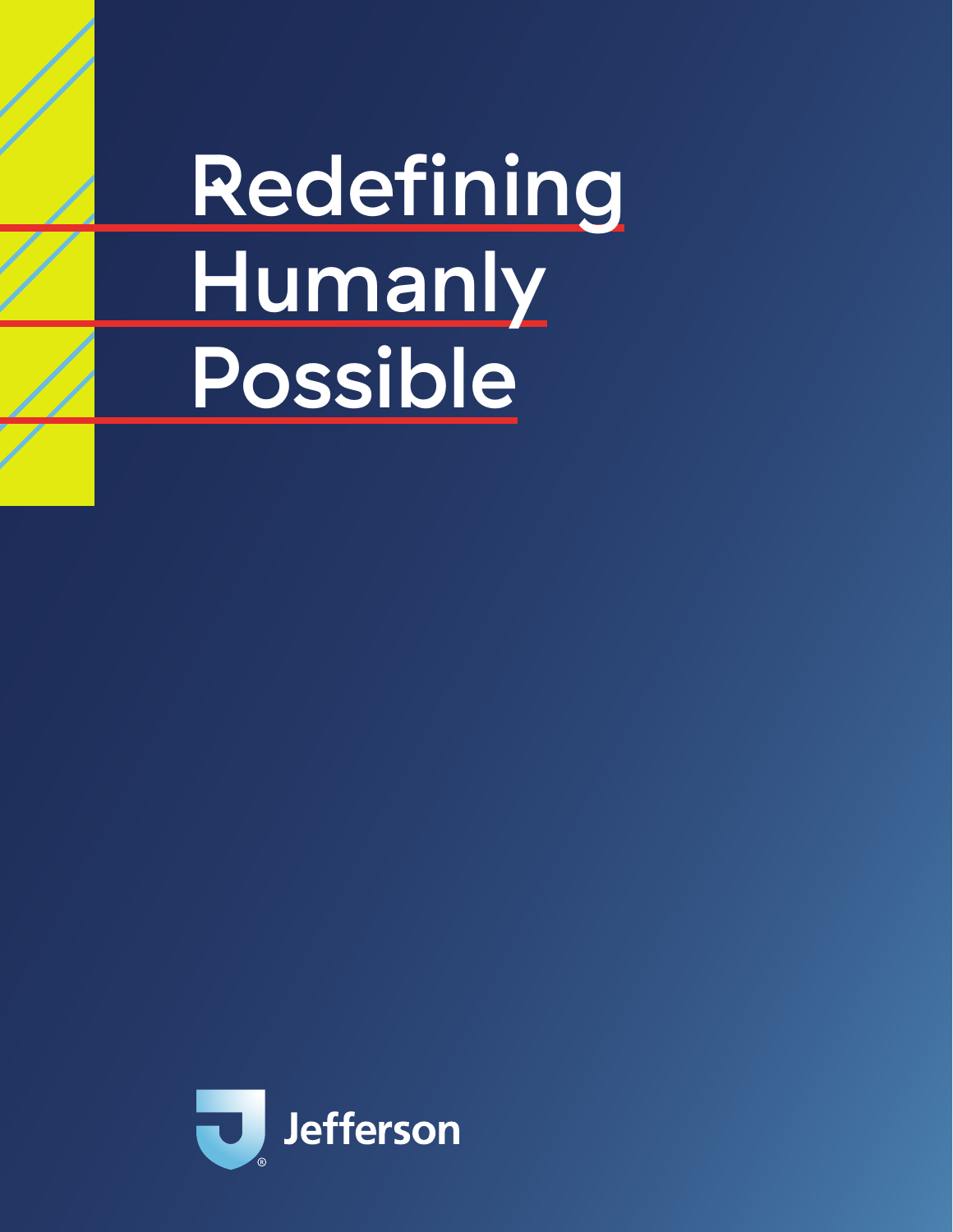# Redefining Humanly Possible

Jefferson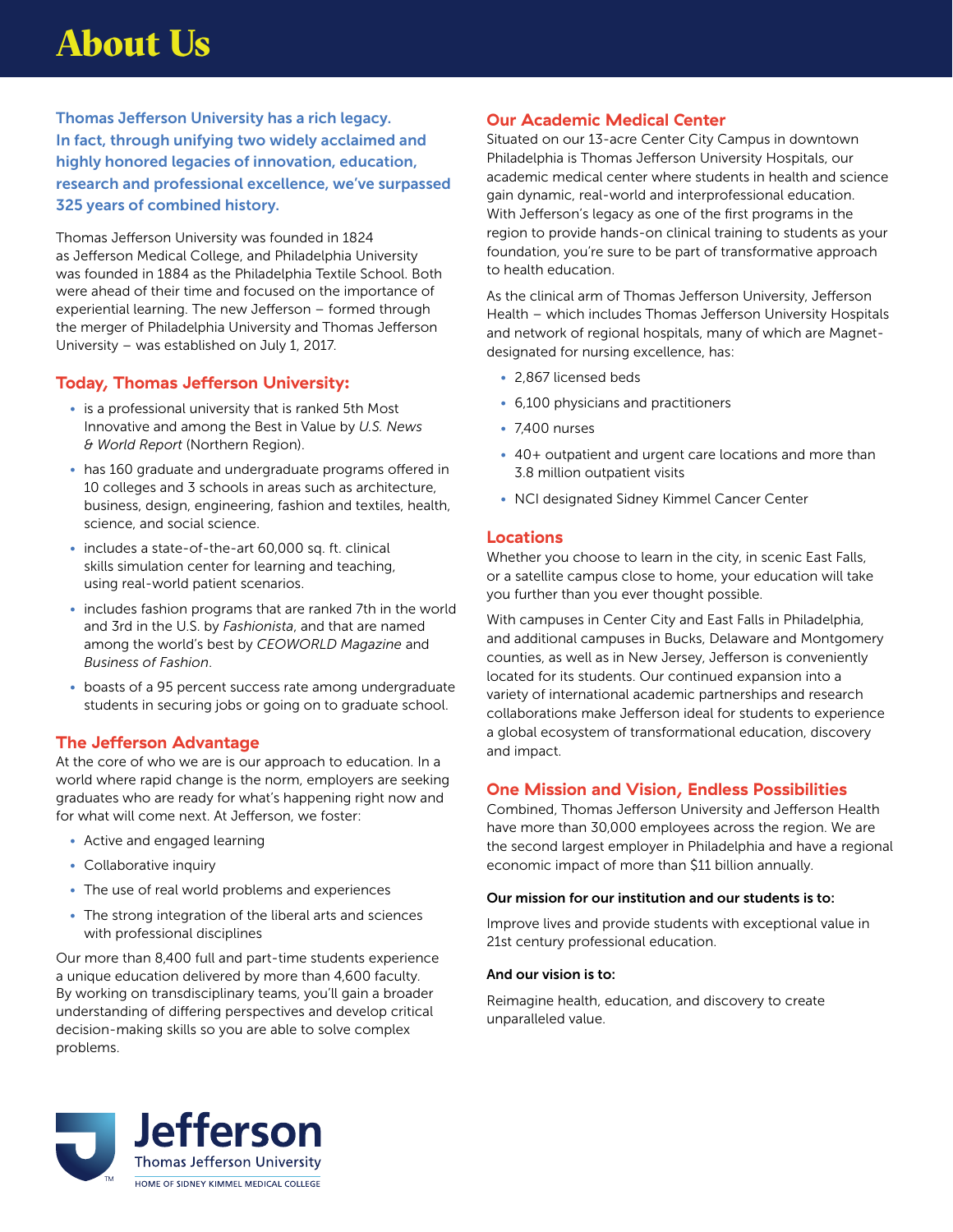# About Us

**Thomas Jefferson University has a rich legacy. In fact, through unifying two widely acclaimed and highly honored legacies of innovation, education, research and professional excellence, we've surpassed 325 years of combined history.**

Thomas Jefferson University was founded in 1824 as Jefferson Medical College, and Philadelphia University was founded in 1884 as the Philadelphia Textile School. Both were ahead of their time and focused on the importance of experiential learning. The new Jefferson – formed through the merger of Philadelphia University and Thomas Jefferson University – was established on July 1, 2017.

## Today, Thomas Jefferson University:

- is a professional university that is ranked 5th Most Innovative and among the Best in Value by *U.S. News & World Report* (Northern Region).
- has 160 graduate and undergraduate programs offered in 10 colleges and 3 schools in areas such as architecture, business, design, engineering, fashion and textiles, health, science, and social science.
- includes a state-of-the-art 60,000 sq. ft. clinical skills simulation center for learning and teaching, using real-world patient scenarios.
- includes fashion programs that are ranked 7th in the world and 3rd in the U.S. by *Fashionista*, and that are named among the world's best by *CEOWORLD Magazine* and *Business of Fashion*.
- boasts of a 95 percent success rate among undergraduate students in securing jobs or going on to graduate school.

## The Jefferson Advantage

At the core of who we are is our approach to education. In a world where rapid change is the norm, employers are seeking graduates who are ready for what's happening right now and for what will come next. At Jefferson, we foster:

- Active and engaged learning
- Collaborative inquiry
- The use of real world problems and experiences
- The strong integration of the liberal arts and sciences with professional disciplines

Our more than 8,400 full and part-time students experience a unique education delivered by more than 4,600 faculty. By working on transdisciplinary teams, you'll gain a broader understanding of differing perspectives and develop critical decision-making skills so you are able to solve complex problems.

## Our Academic Medical Center

Situated on our 13-acre Center City Campus in downtown Philadelphia is Thomas Jefferson University Hospitals, our academic medical center where students in health and science gain dynamic, real-world and interprofessional education. With Jefferson's legacy as one of the first programs in the region to provide hands-on clinical training to students as your foundation, you're sure to be part of transformative approach to health education.

As the clinical arm of Thomas Jefferson University, Jefferson Health – which includes Thomas Jefferson University Hospitals and network of regional hospitals, many of which are Magnet-designated for nursing excellence, has:

- 2,867 licensed beds
- 6,100 physicians and practitioners
- 7,400 nurses
- 40+ outpatient and urgent care locations and more than 3.8 million outpatient visits
- NCI designated Sidney Kimmel Cancer Center

## Locations

Whether you choose to learn in the city, in scenic East Falls, or a satellite campus close to home, your education will take you further than you ever thought possible.

With campuses in Center City and East Falls in Philadelphia, and additional campuses in Bucks, Delaware and Montgomery counties, as well as in New Jersey, Jefferson is conveniently located for its students. Our continued expansion into a variety of international academic partnerships and research collaborations make Jefferson ideal for students to experience a global ecosystem of transformational education, discovery and impact.

## One Mission and Vision, Endless Possibilities

Combined, Thomas Jefferson University and Jefferson Health have more than 30,000 employees across the region. We are the second largest employer in Philadelphia and have a regional economic impact of more than $11 billion annually.

**Our mission for our institution and our students is to:**

Improve lives and provide students with exceptional value in 21st century professional education.

**And our vision is to:**

Reimagine health, education, and discovery to create unparalleled value.

Jefferson
Thomas Jefferson University
HOME OF SIDNEY KIMMEL MEDICAL COLLEGE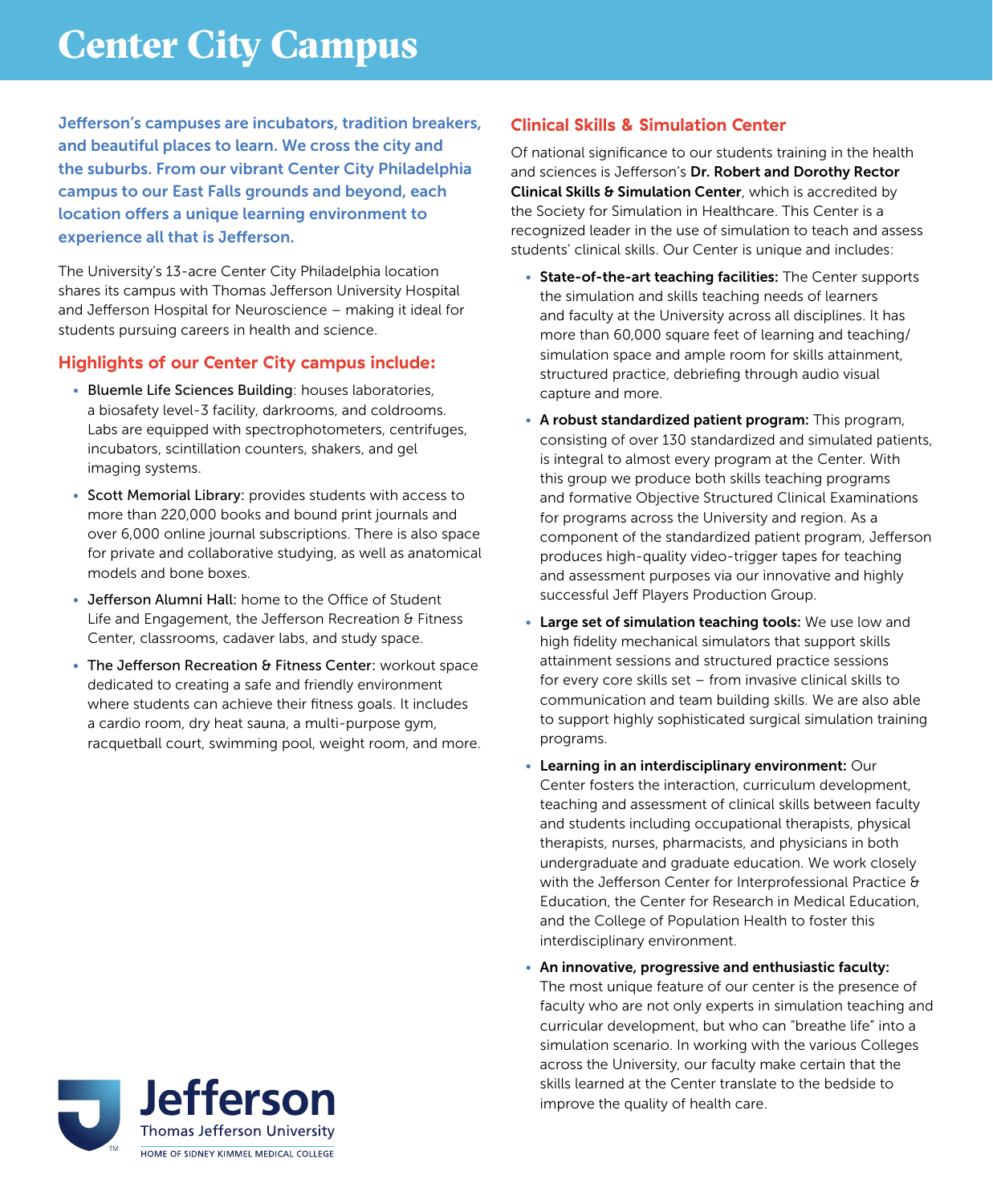# Center City Campus

**Jefferson's campuses are incubators, tradition breakers, and beautiful places to learn. We cross the city and the suburbs. From our vibrant Center City Philadelphia campus to our East Falls grounds and beyond, each location offers a unique learning environment to experience all that is Jefferson.**

The University's 13-acre Center City Philadelphia location shares its campus with Thomas Jefferson University Hospital and Jefferson Hospital for Neuroscience – making it ideal for students pursuing careers in health and science.

## Highlights of our Center City campus include:

- Bluemle Life Sciences Building: houses laboratories, a biosafety level-3 facility, darkrooms, and coldrooms. Labs are equipped with spectrophotometers, centrifuges, incubators, scintillation counters, shakers, and gel imaging systems.
- Scott Memorial Library: provides students with access to more than 220,000 books and bound print journals and over 6,000 online journal subscriptions. There is also space for private and collaborative studying, as well as anatomical models and bone boxes.
- Jefferson Alumni Hall: home to the Office of Student Life and Engagement, the Jefferson Recreation & Fitness Center, classrooms, cadaver labs, and study space.
- The Jefferson Recreation & Fitness Center: workout space dedicated to creating a safe and friendly environment where students can achieve their fitness goals. It includes a cardio room, dry heat sauna, a multi-purpose gym, racquetball court, swimming pool, weight room, and more.

## Clinical Skills & Simulation Center

Of national significance to our students training in the health and sciences is Jefferson's **Dr. Robert and Dorothy Rector Clinical Skills & Simulation Center**, which is accredited by the Society for Simulation in Healthcare. This Center is a recognized leader in the use of simulation to teach and assess students' clinical skills. Our Center is unique and includes:

- **State-of-the-art teaching facilities:** The Center supports the simulation and skills teaching needs of learners and faculty at the University across all disciplines. It has more than 60,000 square feet of learning and teaching/simulation space and ample room for skills attainment, structured practice, debriefing through audio visual capture and more.
- **A robust standardized patient program:** This program, consisting of over 130 standardized and simulated patients, is integral to almost every program at the Center. With this group we produce both skills teaching programs and formative Objective Structured Clinical Examinations for programs across the University and region. As a component of the standardized patient program, Jefferson produces high-quality video-trigger tapes for teaching and assessment purposes via our innovative and highly successful Jeff Players Production Group.
- **Large set of simulation teaching tools:** We use low and high fidelity mechanical simulators that support skills attainment sessions and structured practice sessions for every core skills set – from invasive clinical skills to communication and team building skills. We are also able to support highly sophisticated surgical simulation training programs.
- **Learning in an interdisciplinary environment:** Our Center fosters the interaction, curriculum development, teaching and assessment of clinical skills between faculty and students including occupational therapists, physical therapists, nurses, pharmacists, and physicians in both undergraduate and graduate education. We work closely with the Jefferson Center for Interprofessional Practice & Education, the Center for Research in Medical Education, and the College of Population Health to foster this interdisciplinary environment.
- **An innovative, progressive and enthusiastic faculty:** The most unique feature of our center is the presence of faculty who are not only experts in simulation teaching and curricular development, but who can "breathe life" into a simulation scenario. In working with the various Colleges across the University, our faculty make certain that the skills learned at the Center translate to the bedside to improve the quality of health care.

Jefferson
Thomas Jefferson University
HOME OF SIDNEY KIMMEL MEDICAL COLLEGE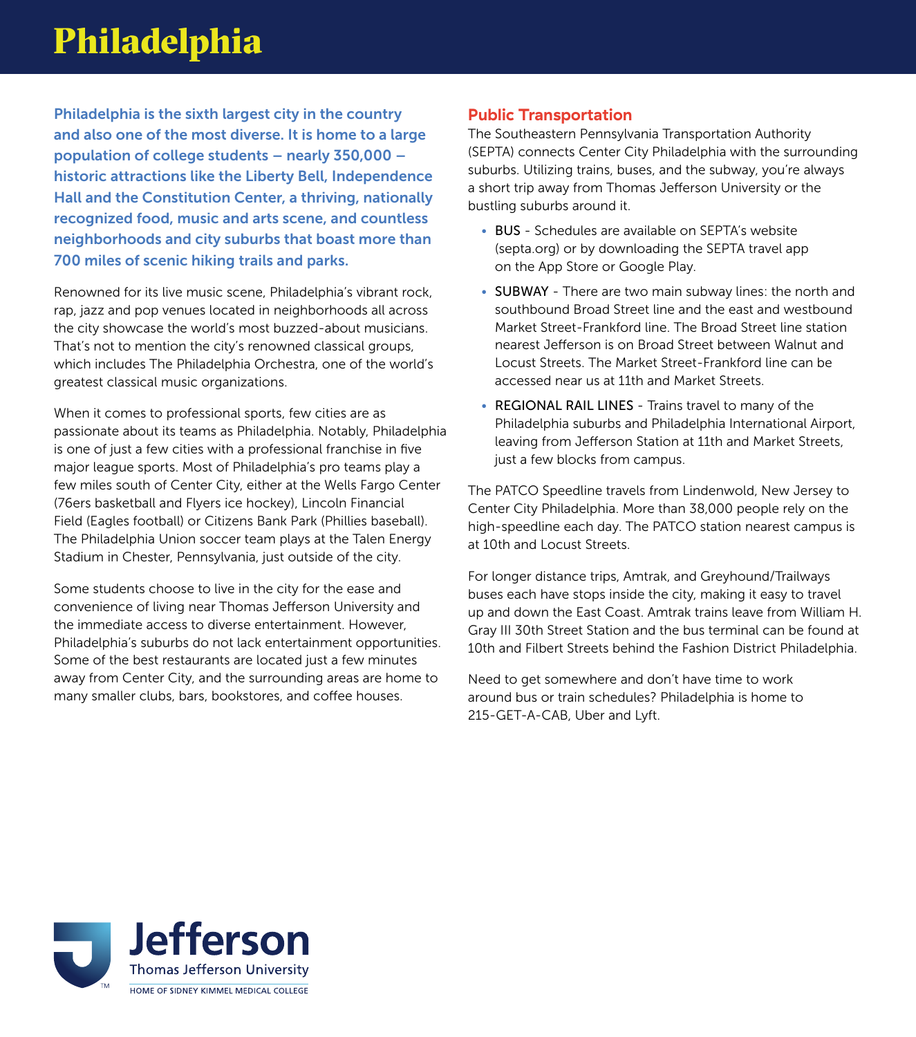# Philadelphia

**Philadelphia is the sixth largest city in the country and also one of the most diverse. It is home to a large population of college students – nearly 350,000 – historic attractions like the Liberty Bell, Independence Hall and the Constitution Center, a thriving, nationally recognized food, music and arts scene, and countless neighborhoods and city suburbs that boast more than 700 miles of scenic hiking trails and parks.**

Renowned for its live music scene, Philadelphia's vibrant rock, rap, jazz and pop venues located in neighborhoods all across the city showcase the world's most buzzed-about musicians. That's not to mention the city's renowned classical groups, which includes The Philadelphia Orchestra, one of the world's greatest classical music organizations.

When it comes to professional sports, few cities are as passionate about its teams as Philadelphia. Notably, Philadelphia is one of just a few cities with a professional franchise in five major league sports. Most of Philadelphia's pro teams play a few miles south of Center City, either at the Wells Fargo Center (76ers basketball and Flyers ice hockey), Lincoln Financial Field (Eagles football) or Citizens Bank Park (Phillies baseball). The Philadelphia Union soccer team plays at the Talen Energy Stadium in Chester, Pennsylvania, just outside of the city.

Some students choose to live in the city for the ease and convenience of living near Thomas Jefferson University and the immediate access to diverse entertainment. However, Philadelphia's suburbs do not lack entertainment opportunities. Some of the best restaurants are located just a few minutes away from Center City, and the surrounding areas are home to many smaller clubs, bars, bookstores, and coffee houses.

## Public Transportation

The Southeastern Pennsylvania Transportation Authority (SEPTA) connects Center City Philadelphia with the surrounding suburbs. Utilizing trains, buses, and the subway, you're always a short trip away from Thomas Jefferson University or the bustling suburbs around it.

- BUS - Schedules are available on SEPTA's website (septa.org) or by downloading the SEPTA travel app on the App Store or Google Play.
- SUBWAY - There are two main subway lines: the north and southbound Broad Street line and the east and westbound Market Street-Frankford line. The Broad Street line station nearest Jefferson is on Broad Street between Walnut and Locust Streets. The Market Street-Frankford line can be accessed near us at 11th and Market Streets.
- REGIONAL RAIL LINES - Trains travel to many of the Philadelphia suburbs and Philadelphia International Airport, leaving from Jefferson Station at 11th and Market Streets, just a few blocks from campus.

The PATCO Speedline travels from Lindenwold, New Jersey to Center City Philadelphia. More than 38,000 people rely on the high-speedline each day. The PATCO station nearest campus is at 10th and Locust Streets.

For longer distance trips, Amtrak, and Greyhound/Trailways buses each have stops inside the city, making it easy to travel up and down the East Coast. Amtrak trains leave from William H. Gray III 30th Street Station and the bus terminal can be found at 10th and Filbert Streets behind the Fashion District Philadelphia.

Need to get somewhere and don't have time to work around bus or train schedules? Philadelphia is home to 215-GET-A-CAB, Uber and Lyft.

Jefferson
Thomas Jefferson University
HOME OF SIDNEY KIMMEL MEDICAL COLLEGE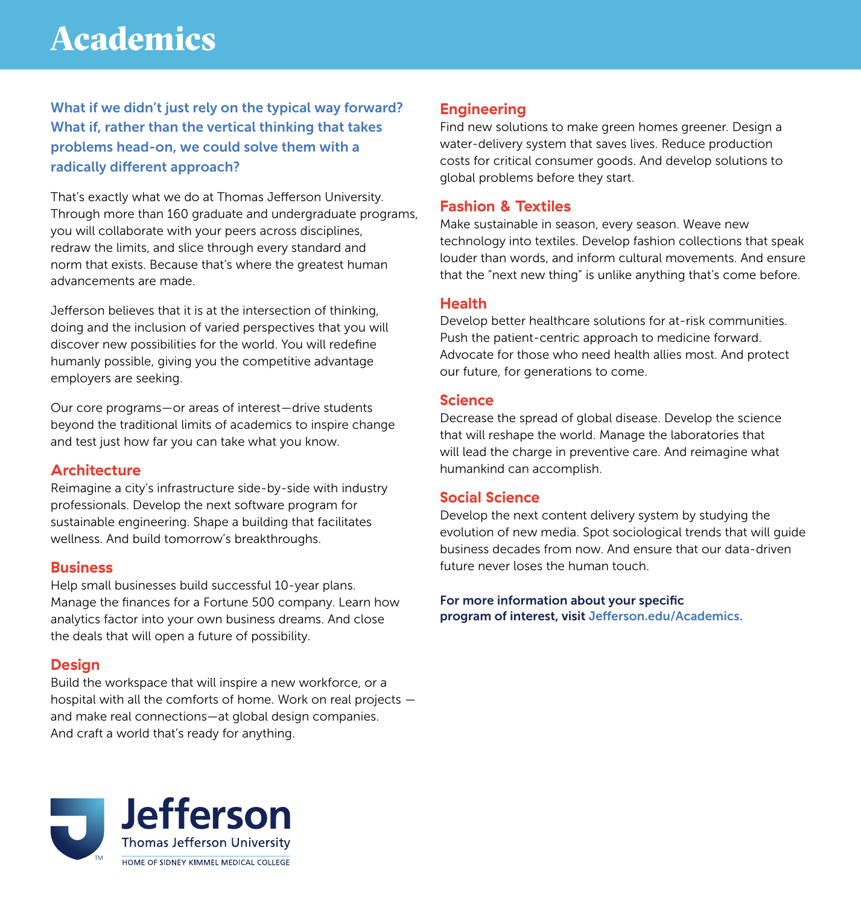# Academics

**What if we didn't just rely on the typical way forward? What if, rather than the vertical thinking that takes problems head-on, we could solve them with a radically different approach?**

That's exactly what we do at Thomas Jefferson University. Through more than 160 graduate and undergraduate programs, you will collaborate with your peers across disciplines, redraw the limits, and slice through every standard and norm that exists. Because that's where the greatest human advancements are made.

Jefferson believes that it is at the intersection of thinking, doing and the inclusion of varied perspectives that you will discover new possibilities for the world. You will redefine humanly possible, giving you the competitive advantage employers are seeking.

Our core programs—or areas of interest—drive students beyond the traditional limits of academics to inspire change and test just how far you can take what you know.

## Architecture

Reimagine a city's infrastructure side-by-side with industry professionals. Develop the next software program for sustainable engineering. Shape a building that facilitates wellness. And build tomorrow's breakthroughs.

## Business

Help small businesses build successful 10-year plans. Manage the finances for a Fortune 500 company. Learn how analytics factor into your own business dreams. And close the deals that will open a future of possibility.

## Design

Build the workspace that will inspire a new workforce, or a hospital with all the comforts of home. Work on real projects — and make real connections—at global design companies. And craft a world that's ready for anything.

## Engineering

Find new solutions to make green homes greener. Design a water-delivery system that saves lives. Reduce production costs for critical consumer goods. And develop solutions to global problems before they start.

## Fashion & Textiles

Make sustainable in season, every season. Weave new technology into textiles. Develop fashion collections that speak louder than words, and inform cultural movements. And ensure that the "next new thing" is unlike anything that's come before.

## Health

Develop better healthcare solutions for at-risk communities. Push the patient-centric approach to medicine forward. Advocate for those who need health allies most. And protect our future, for generations to come.

## Science

Decrease the spread of global disease. Develop the science that will reshape the world. Manage the laboratories that will lead the charge in preventive care. And reimagine what humankind can accomplish.

## Social Science

Develop the next content delivery system by studying the evolution of new media. Spot sociological trends that will guide business decades from now. And ensure that our data-driven future never loses the human touch.

**For more information about your specific program of interest, visit Jefferson.edu/Academics.**

Jefferson
Thomas Jefferson University
HOME OF SIDNEY KIMMEL MEDICAL COLLEGE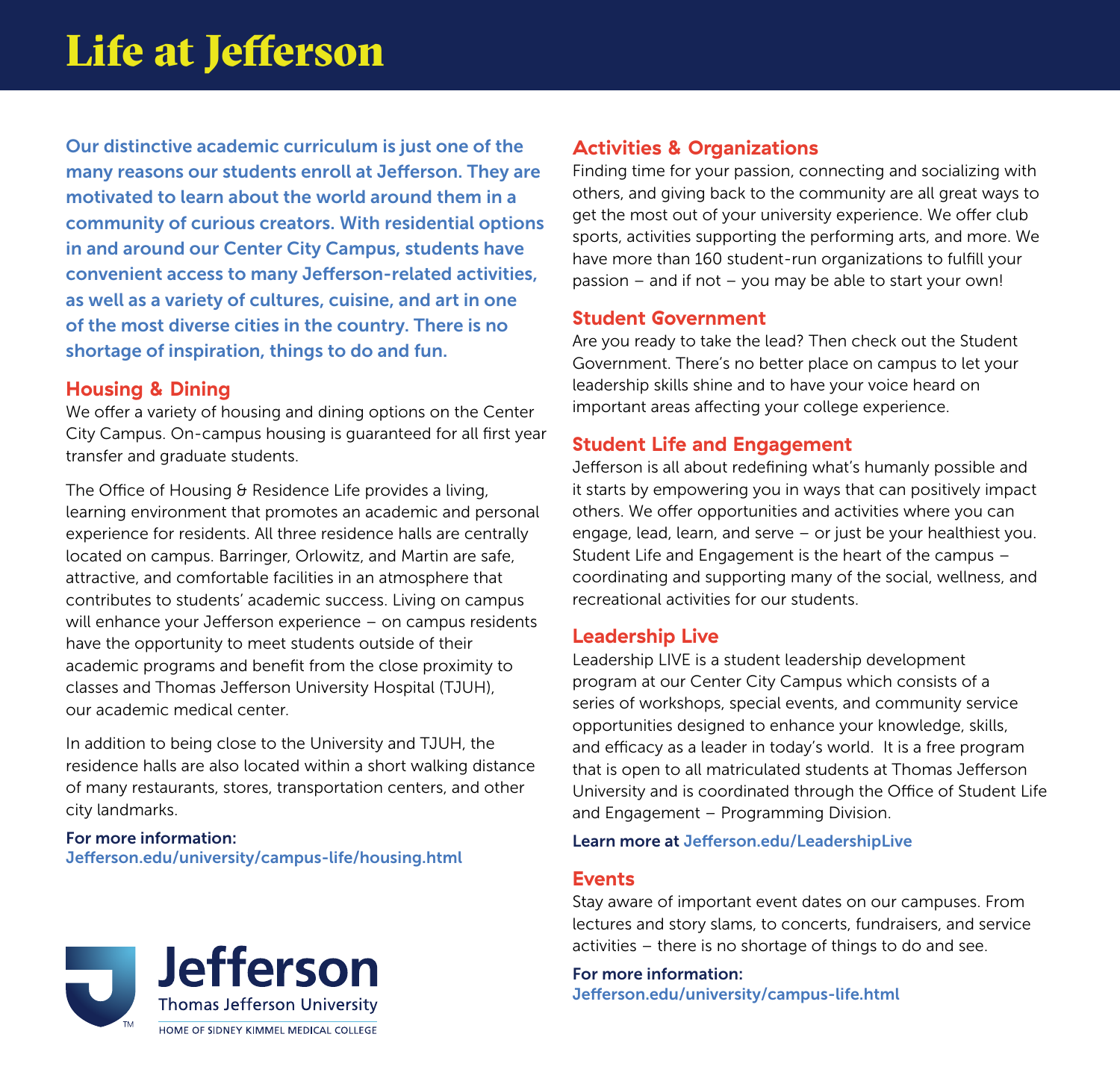# Life at Jefferson

**Our distinctive academic curriculum is just one of the many reasons our students enroll at Jefferson. They are motivated to learn about the world around them in a community of curious creators. With residential options in and around our Center City Campus, students have convenient access to many Jefferson-related activities, as well as a variety of cultures, cuisine, and art in one of the most diverse cities in the country. There is no shortage of inspiration, things to do and fun.**

## Housing & Dining

We offer a variety of housing and dining options on the Center City Campus. On-campus housing is guaranteed for all first year transfer and graduate students.

The Office of Housing & Residence Life provides a living, learning environment that promotes an academic and personal experience for residents. All three residence halls are centrally located on campus. Barringer, Orlowitz, and Martin are safe, attractive, and comfortable facilities in an atmosphere that contributes to students' academic success. Living on campus will enhance your Jefferson experience – on campus residents have the opportunity to meet students outside of their academic programs and benefit from the close proximity to classes and Thomas Jefferson University Hospital (TJUH), our academic medical center.

In addition to being close to the University and TJUH, the residence halls are also located within a short walking distance of many restaurants, stores, transportation centers, and other city landmarks.

**For more information:**
Jefferson.edu/university/campus-life/housing.html

## Activities & Organizations

Finding time for your passion, connecting and socializing with others, and giving back to the community are all great ways to get the most out of your university experience. We offer club sports, activities supporting the performing arts, and more. We have more than 160 student-run organizations to fulfill your passion – and if not – you may be able to start your own!

## Student Government

Are you ready to take the lead? Then check out the Student Government. There's no better place on campus to let your leadership skills shine and to have your voice heard on important areas affecting your college experience.

## Student Life and Engagement

Jefferson is all about redefining what's humanly possible and it starts by empowering you in ways that can positively impact others. We offer opportunities and activities where you can engage, lead, learn, and serve – or just be your healthiest you. Student Life and Engagement is the heart of the campus – coordinating and supporting many of the social, wellness, and recreational activities for our students.

## Leadership Live

Leadership LIVE is a student leadership development program at our Center City Campus which consists of a series of workshops, special events, and community service opportunities designed to enhance your knowledge, skills, and efficacy as a leader in today's world. It is a free program that is open to all matriculated students at Thomas Jefferson University and is coordinated through the Office of Student Life and Engagement – Programming Division.

**Learn more at** Jefferson.edu/LeadershipLive

## Events

Stay aware of important event dates on our campuses. From lectures and story slams, to concerts, fundraisers, and service activities – there is no shortage of things to do and see.

**For more information:**
Jefferson.edu/university/campus-life.html

Jefferson
Thomas Jefferson University
HOME OF SIDNEY KIMMEL MEDICAL COLLEGE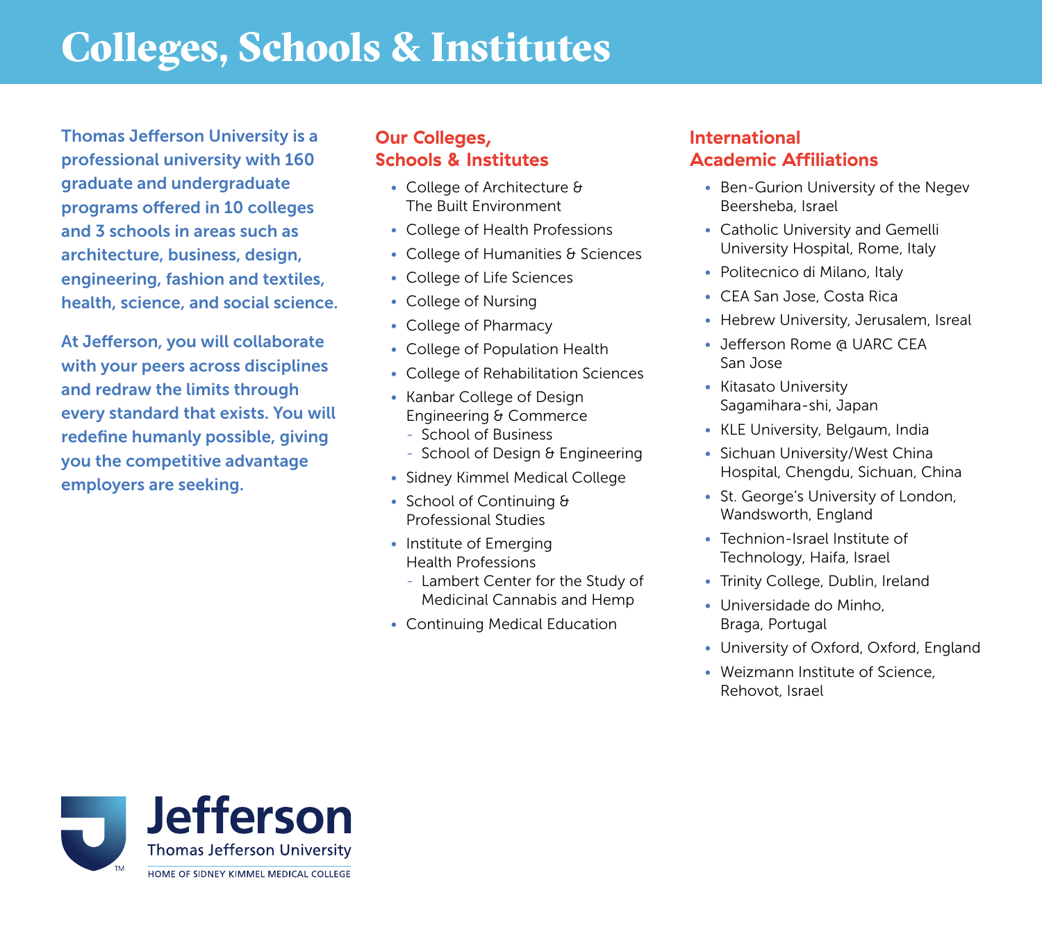# Colleges, Schools & Institutes

**Thomas Jefferson University is a professional university with 160 graduate and undergraduate programs offered in 10 colleges and 3 schools in areas such as architecture, business, design, engineering, fashion and textiles, health, science, and social science.**

**At Jefferson, you will collaborate with your peers across disciplines and redraw the limits through every standard that exists. You will redefine humanly possible, giving you the competitive advantage employers are seeking.**

## Our Colleges, Schools & Institutes

- College of Architecture & The Built Environment
- College of Health Professions
- College of Humanities & Sciences
- College of Life Sciences
- College of Nursing
- College of Pharmacy
- College of Population Health
- College of Rehabilitation Sciences
- Kanbar College of Design Engineering & Commerce
  - School of Business
  - School of Design & Engineering
- Sidney Kimmel Medical College
- School of Continuing & Professional Studies
- Institute of Emerging Health Professions
  - Lambert Center for the Study of Medicinal Cannabis and Hemp
- Continuing Medical Education

## International Academic Affiliations

- Ben-Gurion University of the Negev Beersheba, Israel
- Catholic University and Gemelli University Hospital, Rome, Italy
- Politecnico di Milano, Italy
- CEA San Jose, Costa Rica
- Hebrew University, Jerusalem, Isreal
- Jefferson Rome @ UARC CEA San Jose
- Kitasato University Sagamihara-shi, Japan
- KLE University, Belgaum, India
- Sichuan University/West China Hospital, Chengdu, Sichuan, China
- St. George's University of London, Wandsworth, England
- Technion-Israel Institute of Technology, Haifa, Israel
- Trinity College, Dublin, Ireland
- Universidade do Minho, Braga, Portugal
- University of Oxford, Oxford, England
- Weizmann Institute of Science, Rehovot, Israel

Jefferson
Thomas Jefferson University
HOME OF SIDNEY KIMMEL MEDICAL COLLEGE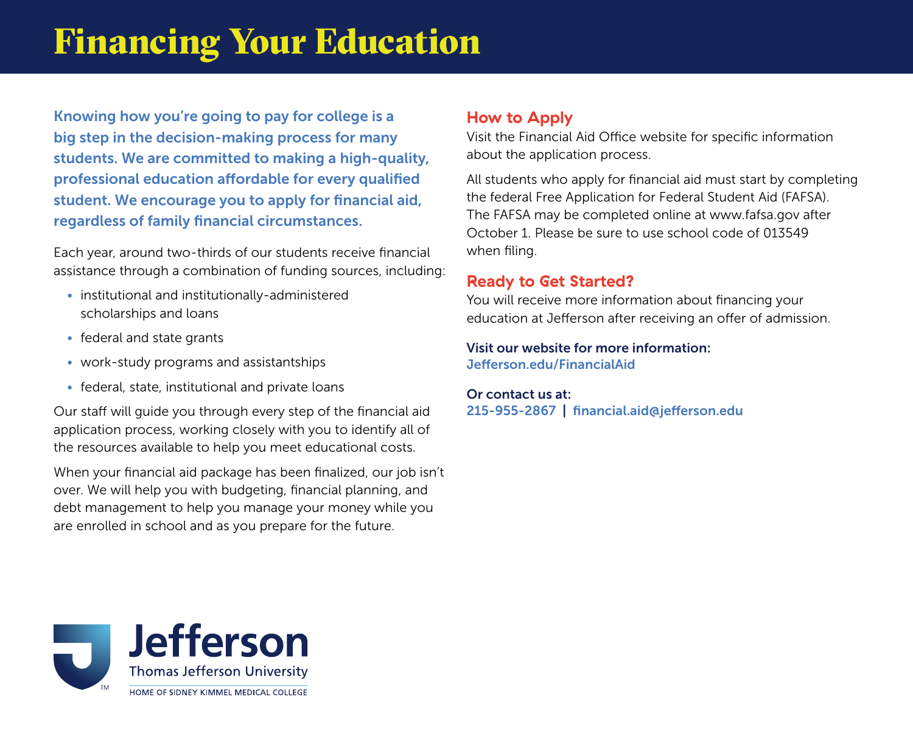# Financing Your Education

**Knowing how you're going to pay for college is a big step in the decision-making process for many students. We are committed to making a high-quality, professional education affordable for every qualified student. We encourage you to apply for financial aid, regardless of family financial circumstances.**

Each year, around two-thirds of our students receive financial assistance through a combination of funding sources, including:

- institutional and institutionally-administered scholarships and loans
- federal and state grants
- work-study programs and assistantships
- federal, state, institutional and private loans

Our staff will guide you through every step of the financial aid application process, working closely with you to identify all of the resources available to help you meet educational costs.

When your financial aid package has been finalized, our job isn't over. We will help you with budgeting, financial planning, and debt management to help you manage your money while you are enrolled in school and as you prepare for the future.

## How to Apply

Visit the Financial Aid Office website for specific information about the application process.

All students who apply for financial aid must start by completing the federal Free Application for Federal Student Aid (FAFSA). The FAFSA may be completed online at www.fafsa.gov after October 1. Please be sure to use school code of 013549 when filing.

## Ready to Get Started?

You will receive more information about financing your education at Jefferson after receiving an offer of admission.

**Visit our website for more information:**
**Jefferson.edu/FinancialAid**

**Or contact us at:**
**215-955-2867 | financial.aid@jefferson.edu**

Jefferson
Thomas Jefferson University
HOME OF SIDNEY KIMMEL MEDICAL COLLEGE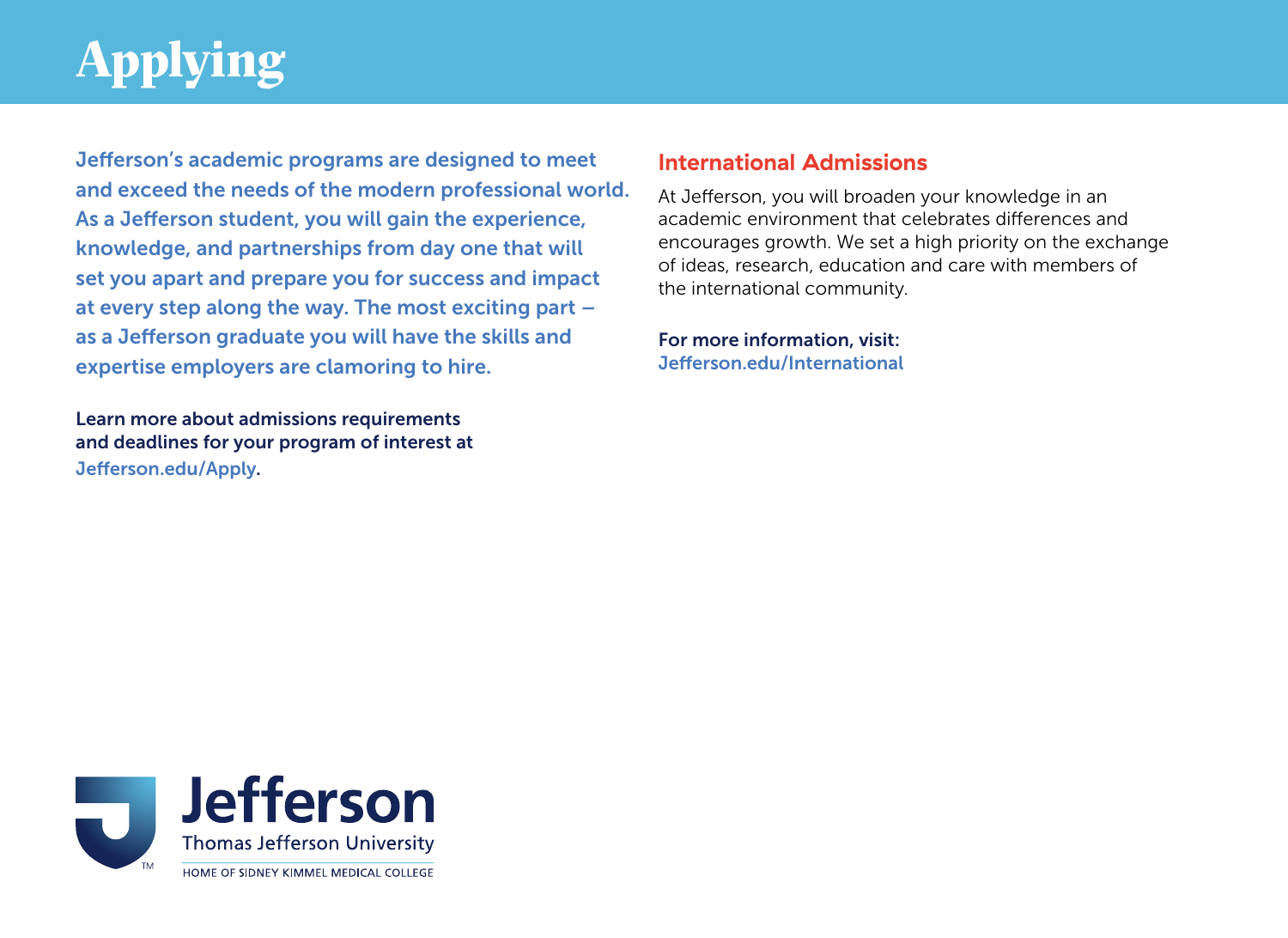# Applying

**Jefferson's academic programs are designed to meet and exceed the needs of the modern professional world. As a Jefferson student, you will gain the experience, knowledge, and partnerships from day one that will set you apart and prepare you for success and impact at every step along the way. The most exciting part – as a Jefferson graduate you will have the skills and expertise employers are clamoring to hire.**

**Learn more about admissions requirements and deadlines for your program of interest at Jefferson.edu/Apply.**

## International Admissions

At Jefferson, you will broaden your knowledge in an academic environment that celebrates differences and encourages growth. We set a high priority on the exchange of ideas, research, education and care with members of the international community.

**For more information, visit: Jefferson.edu/International**

Jefferson
Thomas Jefferson University
HOME OF SIDNEY KIMMEL MEDICAL COLLEGE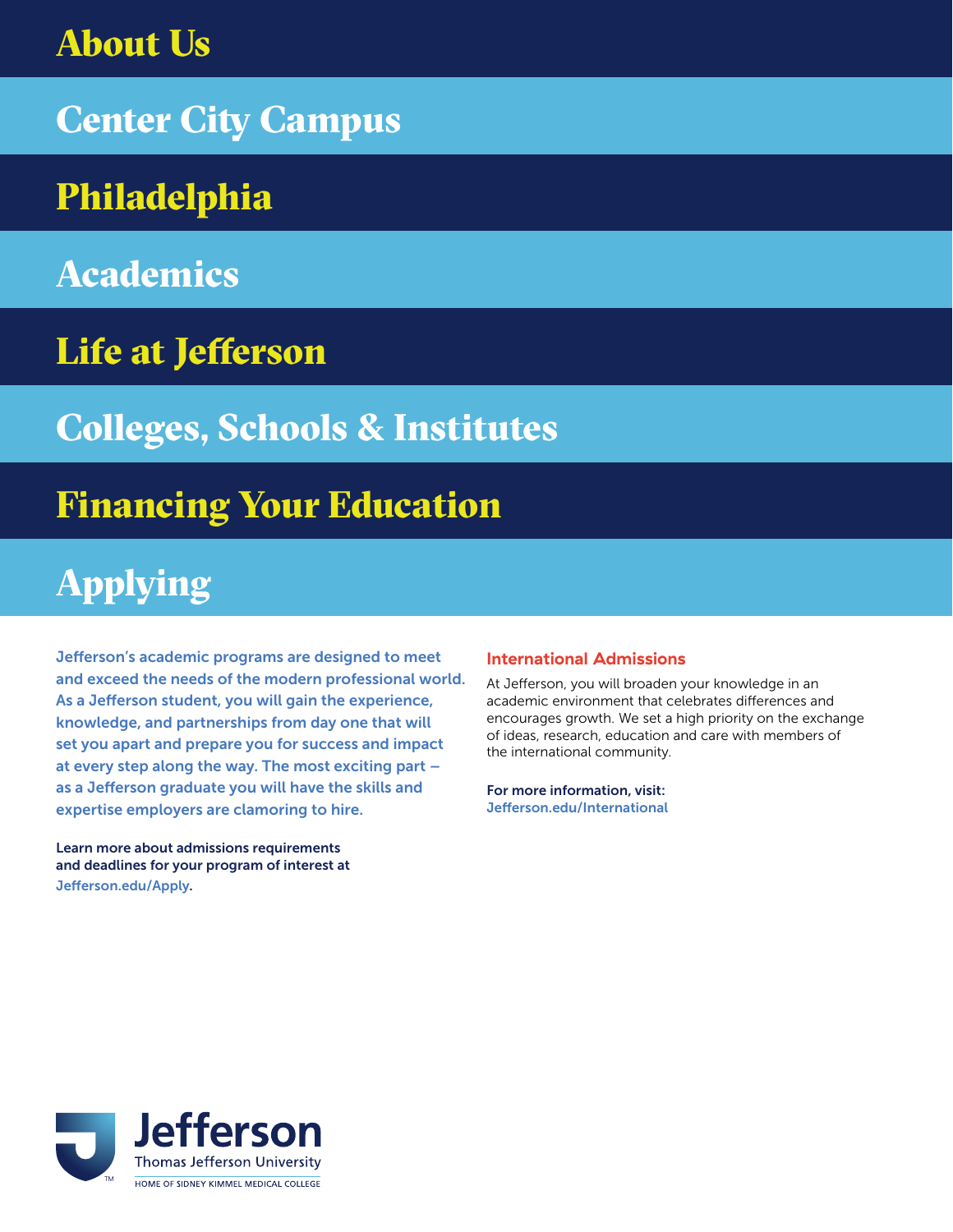# About Us

# Center City Campus

# Philadelphia

# Academics

# Life at Jefferson

# Colleges, Schools & Institutes

# Financing Your Education

# Applying

**Jefferson's academic programs are designed to meet and exceed the needs of the modern professional world. As a Jefferson student, you will gain the experience, knowledge, and partnerships from day one that will set you apart and prepare you for success and impact at every step along the way. The most exciting part – as a Jefferson graduate you will have the skills and expertise employers are clamoring to hire.**

**Learn more about admissions requirements and deadlines for your program of interest at Jefferson.edu/Apply.**

## International Admissions

At Jefferson, you will broaden your knowledge in an academic environment that celebrates differences and encourages growth. We set a high priority on the exchange of ideas, research, education and care with members of the international community.

**For more information, visit:**
**Jefferson.edu/International**

Jefferson
Thomas Jefferson University
HOME OF SIDNEY KIMMEL MEDICAL COLLEGE